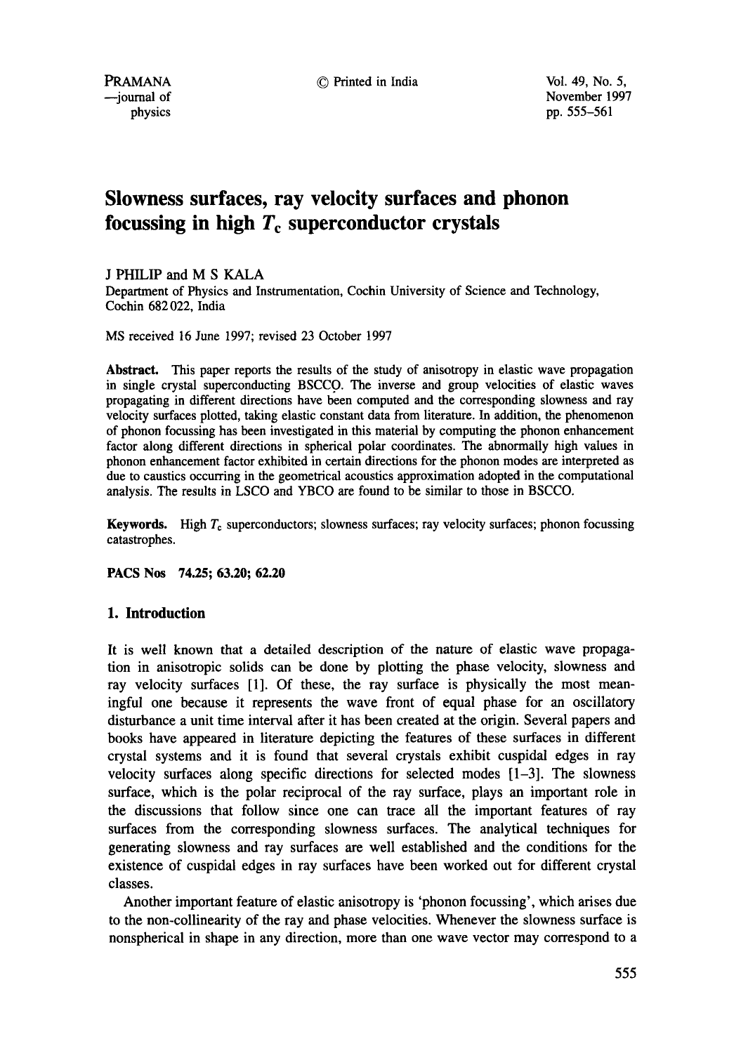# Slowness surfaces, ray velocity surfaces and phonon focussing in high $T_c$ superconductor crystals

J PHILIP and M S KALA

Department of Physics and Instrumentation, Cochin University of Science and Technology, Cochin 682 022, India

MS received 16 June 1997; revised 23 October 1997

**Abstract.** This paper reports the results of the study of anisotropy in elastic wave propagation in single crystal superconducting BSCCO. The inverse and group velocities of elastic waves propagating in different directions have been computed and the corresponding slowness and ray velocity surfaces plotted, taking elastic constant data from literature. In addition, the phenomenon of phonon focussing has been investigated in this material by computing the phonon enhancement factor along different directions in spherical polar coordinates. The abnormally high values in phonon enhancement factor exhibited in certain directions for the phonon modes are interpreted as due to caustics occurring in the geometrical acoustics approximation adopted in the computational analysis. The results in LSCO and YBCO are found to be similar to those in BSCCO.

**Keywords.** High $T_c$ superconductors; slowness surfaces; ray velocity surfaces; phonon focussing catastrophes.

**PACS Nos 74.25; 63.20; 62.20**

## 1. Introduction

It is well known that a detailed description of the nature of elastic wave propagation in anisotropic solids can be done by plotting the phase velocity, slowness and ray velocity surfaces [1]. Of these, the ray surface is physically the most meaningful one because it represents the wave front of equal phase for an oscillatory disturbance a unit time interval after it has been created at the origin. Several papers and books have appeared in literature depicting the features of these surfaces in different crystal systems and it is found that several crystals exhibit cuspidal edges in ray velocity surfaces along specific directions for selected modes [1–3]. The slowness surface, which is the polar reciprocal of the ray surface, plays an important role in the discussions that follow since one can trace all the important features of ray surfaces from the corresponding slowness surfaces. The analytical techniques for generating slowness and ray surfaces are well established and the conditions for the existence of cuspidal edges in ray surfaces have been worked out for different crystal classes.

Another important feature of elastic anisotropy is 'phonon focussing', which arises due to the non-collinearity of the ray and phase velocities. Whenever the slowness surface is nonspherical in shape in any direction, more than one wave vector may correspond to a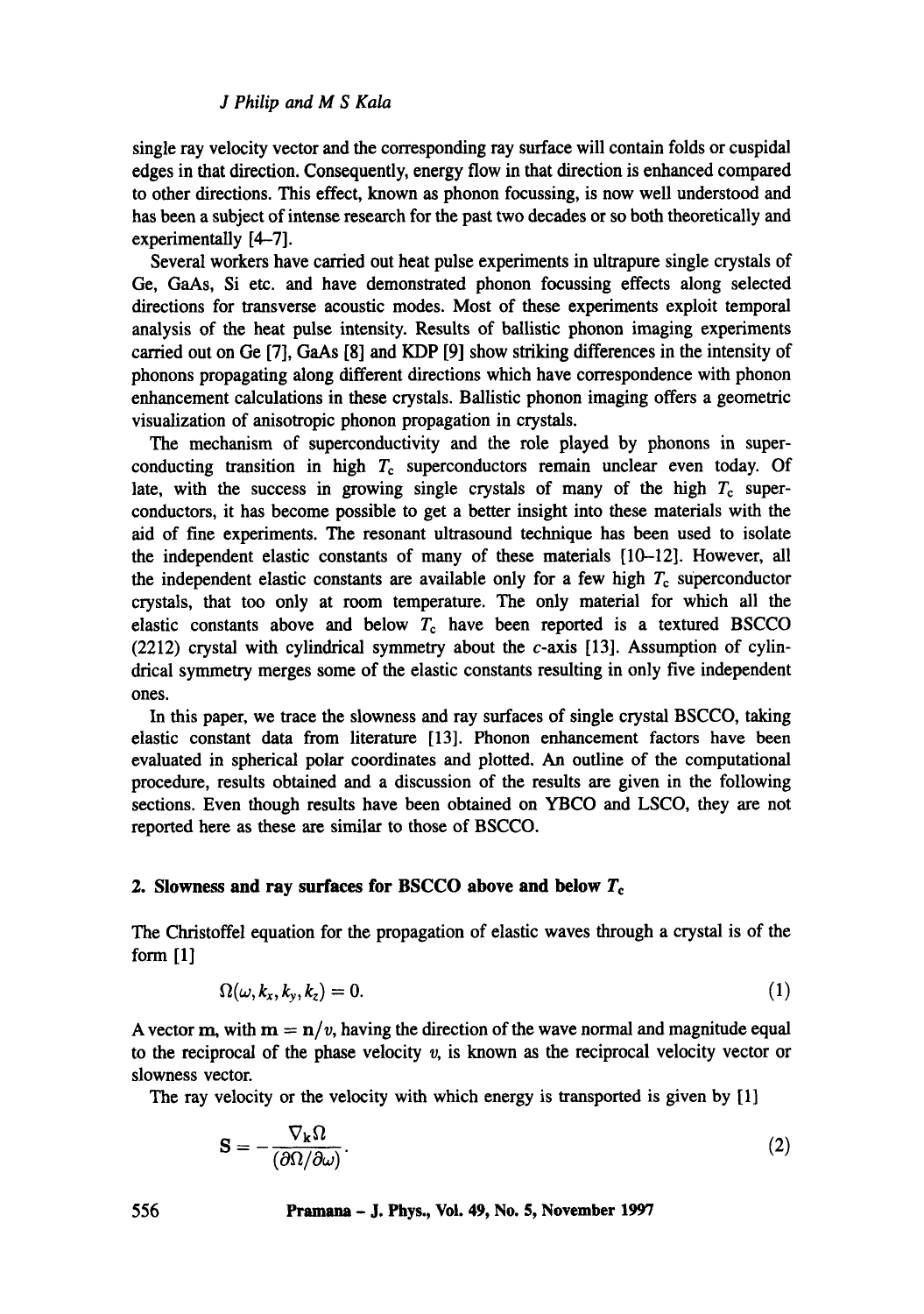single ray velocity vector and the corresponding ray surface will contain folds or cuspidal edges in that direction. Consequently, energy flow in that direction is enhanced compared to other directions. This effect, known as phonon focussing, is now well understood and has been a subject of intense research for the past two decades or so both theoretically and experimentally [4–7].

Several workers have carried out heat pulse experiments in ultrapure single crystals of Ge, GaAs, Si etc. and have demonstrated phonon focussing effects along selected directions for transverse acoustic modes. Most of these experiments exploit temporal analysis of the heat pulse intensity. Results of ballistic phonon imaging experiments carried out on Ge [7], GaAs [8] and KDP [9] show striking differences in the intensity of phonons propagating along different directions which have correspondence with phonon enhancement calculations in these crystals. Ballistic phonon imaging offers a geometric visualization of anisotropic phonon propagation in crystals.

The mechanism of superconductivity and the role played by phonons in superconducting transition in high $T_c$ superconductors remain unclear even today. Of late, with the success in growing single crystals of many of the high $T_c$ superconductors, it has become possible to get a better insight into these materials with the aid of fine experiments. The resonant ultrasound technique has been used to isolate the independent elastic constants of many of these materials [10–12]. However, all the independent elastic constants are available only for a few high $T_c$ superconductor crystals, that too only at room temperature. The only material for which all the elastic constants above and below $T_c$ have been reported is a textured BSCCO (2212) crystal with cylindrical symmetry about the $c$-axis [13]. Assumption of cylindrical symmetry merges some of the elastic constants resulting in only five independent ones.

In this paper, we trace the slowness and ray surfaces of single crystal BSCCO, taking elastic constant data from literature [13]. Phonon enhancement factors have been evaluated in spherical polar coordinates and plotted. An outline of the computational procedure, results obtained and a discussion of the results are given in the following sections. Even though results have been obtained on YBCO and LSCO, they are not reported here as these are similar to those of BSCCO.

## 2. Slowness and ray surfaces for BSCCO above and below $T_c$

The Christoffel equation for the propagation of elastic waves through a crystal is of the form [1]

$$\Omega(\omega, k_x, k_y, k_z) = 0. \tag{1}$$

A vector $\mathbf{m}$, with $\mathbf{m} = \mathbf{n}/v$, having the direction of the wave normal and magnitude equal to the reciprocal of the phase velocity $v$, is known as the reciprocal velocity vector or slowness vector.

The ray velocity or the velocity with which energy is transported is given by [1]

$$\mathbf{S} = -\frac{\nabla_{\mathbf{k}}\Omega}{(\partial\Omega/\partial\omega)}. \tag{2}$$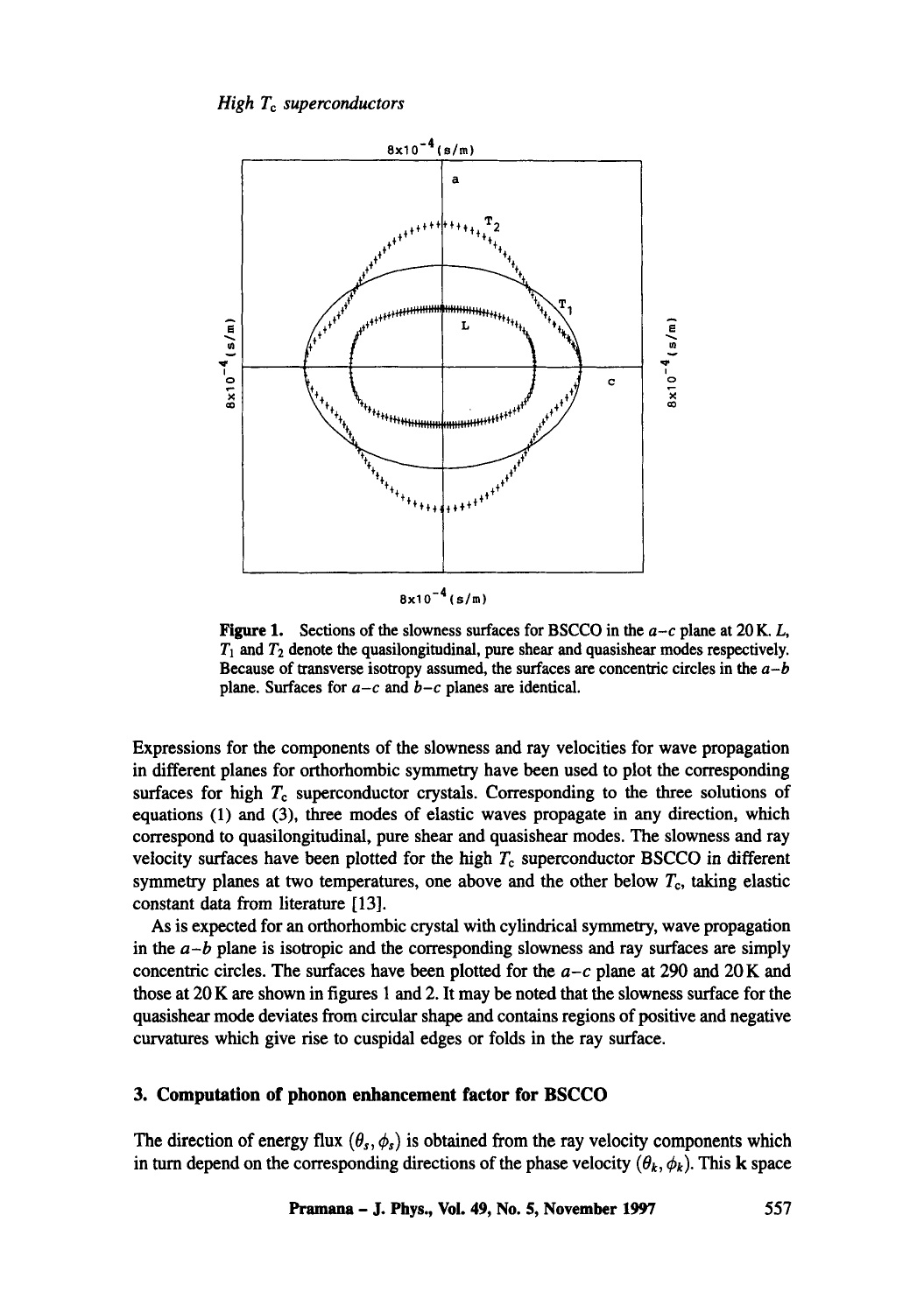8x10$^{-4}$ (s/m)

a

T$_2$

T$_1$

L

c

8x10$^{-4}$ (s/m)

8x10$^{-4}$ (s/m)

8x10$^{-4}$ (s/m)

**Figure 1.** Sections of the slowness surfaces for BSCCO in the $a$–$c$ plane at 20 K. $L$, $T_1$ and $T_2$ denote the quasilongitudinal, pure shear and quasishear modes respectively. Because of transverse isotropy assumed, the surfaces are concentric circles in the $a$–$b$ plane. Surfaces for $a$–$c$ and $b$–$c$ planes are identical.

Expressions for the components of the slowness and ray velocities for wave propagation in different planes for orthorhombic symmetry have been used to plot the corresponding surfaces for high $T_c$ superconductor crystals. Corresponding to the three solutions of equations (1) and (3), three modes of elastic waves propagate in any direction, which correspond to quasilongitudinal, pure shear and quasishear modes. The slowness and ray velocity surfaces have been plotted for the high $T_c$ superconductor BSCCO in different symmetry planes at two temperatures, one above and the other below $T_c$, taking elastic constant data from literature [13].

As is expected for an orthorhombic crystal with cylindrical symmetry, wave propagation in the $a$–$b$ plane is isotropic and the corresponding slowness and ray surfaces are simply concentric circles. The surfaces have been plotted for the $a$–$c$ plane at 290 and 20 K and those at 20 K are shown in figures 1 and 2. It may be noted that the slowness surface for the quasishear mode deviates from circular shape and contains regions of positive and negative curvatures which give rise to cuspidal edges or folds in the ray surface.

## 3. Computation of phonon enhancement factor for BSCCO

The direction of energy flux $(\theta_s, \phi_s)$ is obtained from the ray velocity components which in turn depend on the corresponding directions of the phase velocity $(\theta_k, \phi_k)$. This **k** space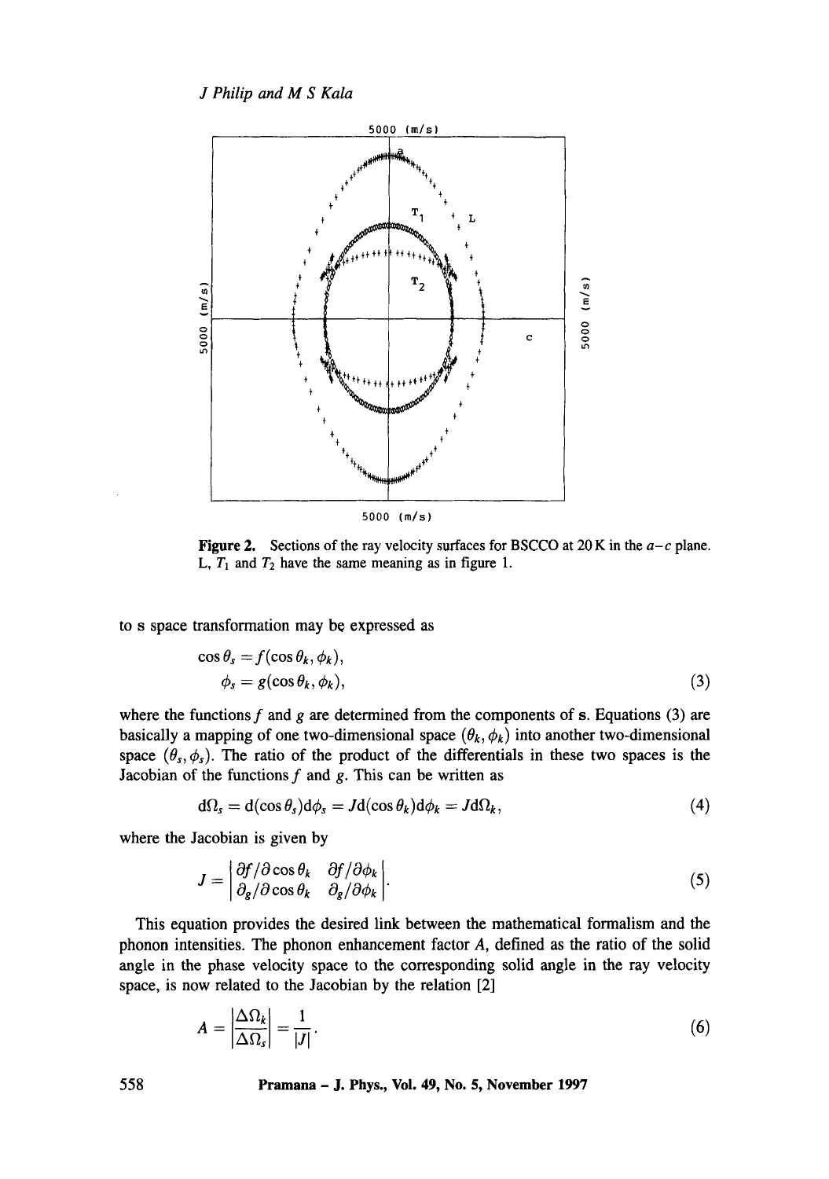5000 (m/s)

T1

L

T2

5000 (m/s)

c

5000 (m/s)

5000 (m/s)

**Figure 2.** Sections of the ray velocity surfaces for BSCCO at 20 K in the $a$–$c$ plane. L, $T_1$ and $T_2$ have the same meaning as in figure 1.

to s space transformation may be expressed as

$$\cos\theta_s = f(\cos\theta_k, \phi_k),$$
$$\phi_s = g(\cos\theta_k, \phi_k), \tag{3}$$

where the functions $f$ and $g$ are determined from the components of **s**. Equations (3) are basically a mapping of one two-dimensional space $(\theta_k, \phi_k)$ into another two-dimensional space $(\theta_s, \phi_s)$. The ratio of the product of the differentials in these two spaces is the Jacobian of the functions $f$ and $g$. This can be written as

$$\mathrm{d}\Omega_s = \mathrm{d}(\cos\theta_s)\mathrm{d}\phi_s = J\mathrm{d}(\cos\theta_k)\mathrm{d}\phi_k = J\mathrm{d}\Omega_k, \tag{4}$$

where the Jacobian is given by

$$J = \begin{vmatrix} \partial f/\partial\cos\theta_k & \partial f/\partial\phi_k \\ \partial_g/\partial\cos\theta_k & \partial_g/\partial\phi_k \end{vmatrix}. \tag{5}$$

This equation provides the desired link between the mathematical formalism and the phonon intensities. The phonon enhancement factor $A$, defined as the ratio of the solid angle in the phase velocity space to the corresponding solid angle in the ray velocity space, is now related to the Jacobian by the relation [2]

$$A = \left|\frac{\Delta\Omega_k}{\Delta\Omega_s}\right| = \frac{1}{|J|}. \tag{6}$$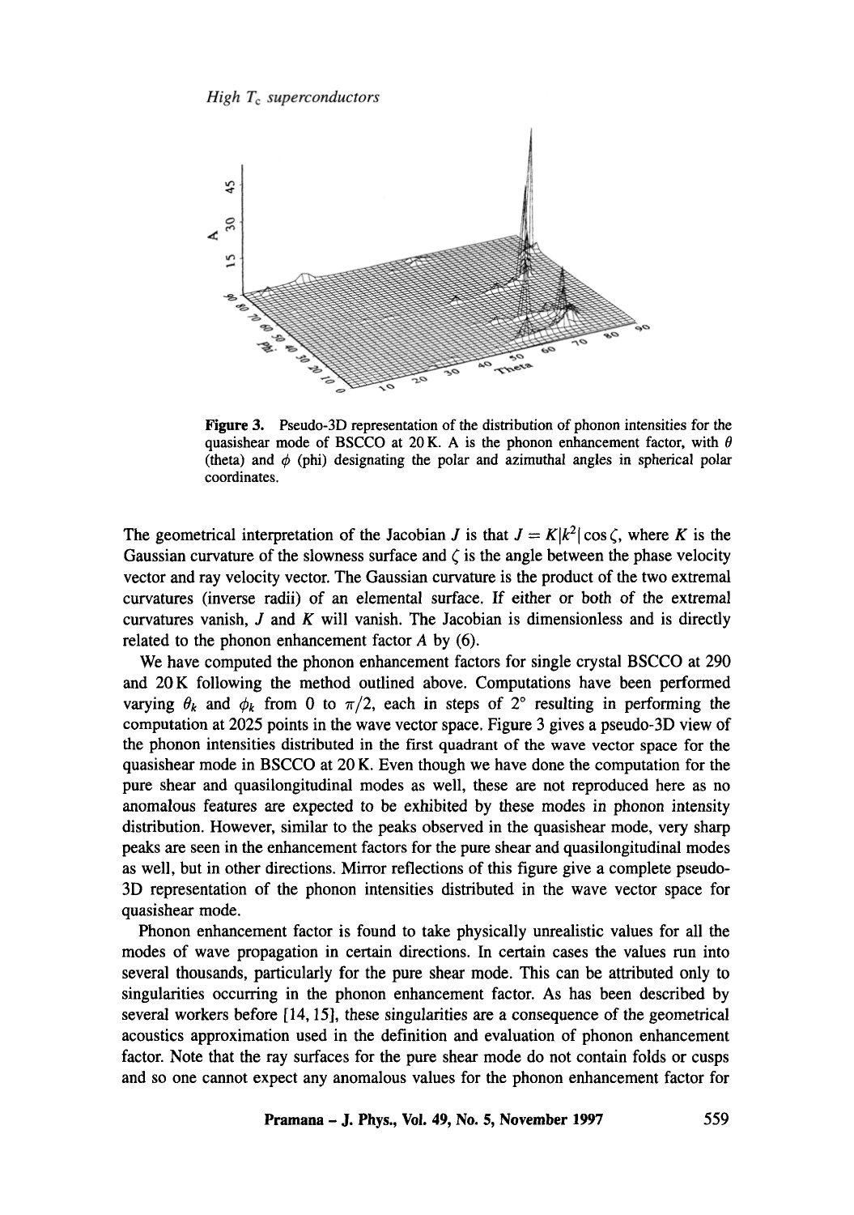A
15 30 45

Phi
0 10 20 30 40 50 60 70 80 90

Theta
10 20 30 40 50 60 70 80 90

**Figure 3.** Pseudo-3D representation of the distribution of phonon intensities for the quasishear mode of BSCCO at 20 K. A is the phonon enhancement factor, with $\theta$ (theta) and $\phi$ (phi) designating the polar and azimuthal angles in spherical polar coordinates.

The geometrical interpretation of the Jacobian $J$ is that $J = K|k^2|\cos\zeta$, where $K$ is the Gaussian curvature of the slowness surface and $\zeta$ is the angle between the phase velocity vector and ray velocity vector. The Gaussian curvature is the product of the two extremal curvatures (inverse radii) of an elemental surface. If either or both of the extremal curvatures vanish, $J$ and $K$ will vanish. The Jacobian is dimensionless and is directly related to the phonon enhancement factor $A$ by (6).

We have computed the phonon enhancement factors for single crystal BSCCO at 290 and 20 K following the method outlined above. Computations have been performed varying $\theta_k$ and $\phi_k$ from 0 to $\pi/2$, each in steps of 2° resulting in performing the computation at 2025 points in the wave vector space. Figure 3 gives a pseudo-3D view of the phonon intensities distributed in the first quadrant of the wave vector space for the quasishear mode in BSCCO at 20 K. Even though we have done the computation for the pure shear and quasilongitudinal modes as well, these are not reproduced here as no anomalous features are expected to be exhibited by these modes in phonon intensity distribution. However, similar to the peaks observed in the quasishear mode, very sharp peaks are seen in the enhancement factors for the pure shear and quasilongitudinal modes as well, but in other directions. Mirror reflections of this figure give a complete pseudo-3D representation of the phonon intensities distributed in the wave vector space for quasishear mode.

Phonon enhancement factor is found to take physically unrealistic values for all the modes of wave propagation in certain directions. In certain cases the values run into several thousands, particularly for the pure shear mode. This can be attributed only to singularities occurring in the phonon enhancement factor. As has been described by several workers before [14, 15], these singularities are a consequence of the geometrical acoustics approximation used in the definition and evaluation of phonon enhancement factor. Note that the ray surfaces for the pure shear mode do not contain folds or cusps and so one cannot expect any anomalous values for the phonon enhancement factor for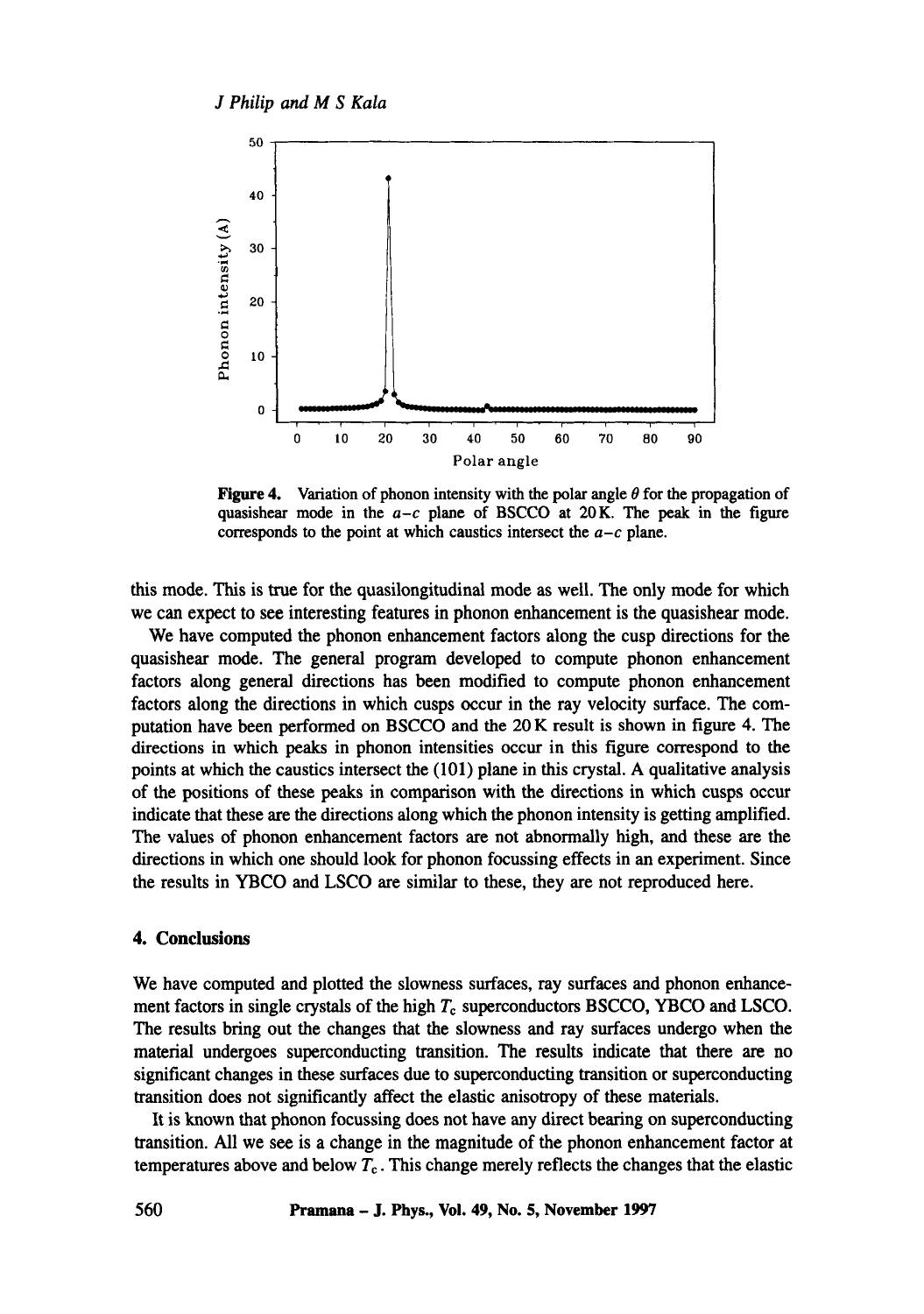50

40

30

20

10

0

Phonon intensity (A)

0 10 20 30 40 50 60 70 80 90

Polar angle

**Figure 4.** Variation of phonon intensity with the polar angle $\theta$ for the propagation of quasishear mode in the $a$–$c$ plane of BSCCO at 20 K. The peak in the figure corresponds to the point at which caustics intersect the $a$–$c$ plane.

this mode. This is true for the quasilongitudinal mode as well. The only mode for which we can expect to see interesting features in phonon enhancement is the quasishear mode.

We have computed the phonon enhancement factors along the cusp directions for the quasishear mode. The general program developed to compute phonon enhancement factors along general directions has been modified to compute phonon enhancement factors along the directions in which cusps occur in the ray velocity surface. The computation have been performed on BSCCO and the 20 K result is shown in figure 4. The directions in which peaks in phonon intensities occur in this figure correspond to the points at which the caustics intersect the (101) plane in this crystal. A qualitative analysis of the positions of these peaks in comparison with the directions in which cusps occur indicate that these are the directions along which the phonon intensity is getting amplified. The values of phonon enhancement factors are not abnormally high, and these are the directions in which one should look for phonon focussing effects in an experiment. Since the results in YBCO and LSCO are similar to these, they are not reproduced here.

## 4. Conclusions

We have computed and plotted the slowness surfaces, ray surfaces and phonon enhancement factors in single crystals of the high $T_c$ superconductors BSCCO, YBCO and LSCO. The results bring out the changes that the slowness and ray surfaces undergo when the material undergoes superconducting transition. The results indicate that there are no significant changes in these surfaces due to superconducting transition or superconducting transition does not significantly affect the elastic anisotropy of these materials.

It is known that phonon focussing does not have any direct bearing on superconducting transition. All we see is a change in the magnitude of the phonon enhancement factor at temperatures above and below $T_c$. This change merely reflects the changes that the elastic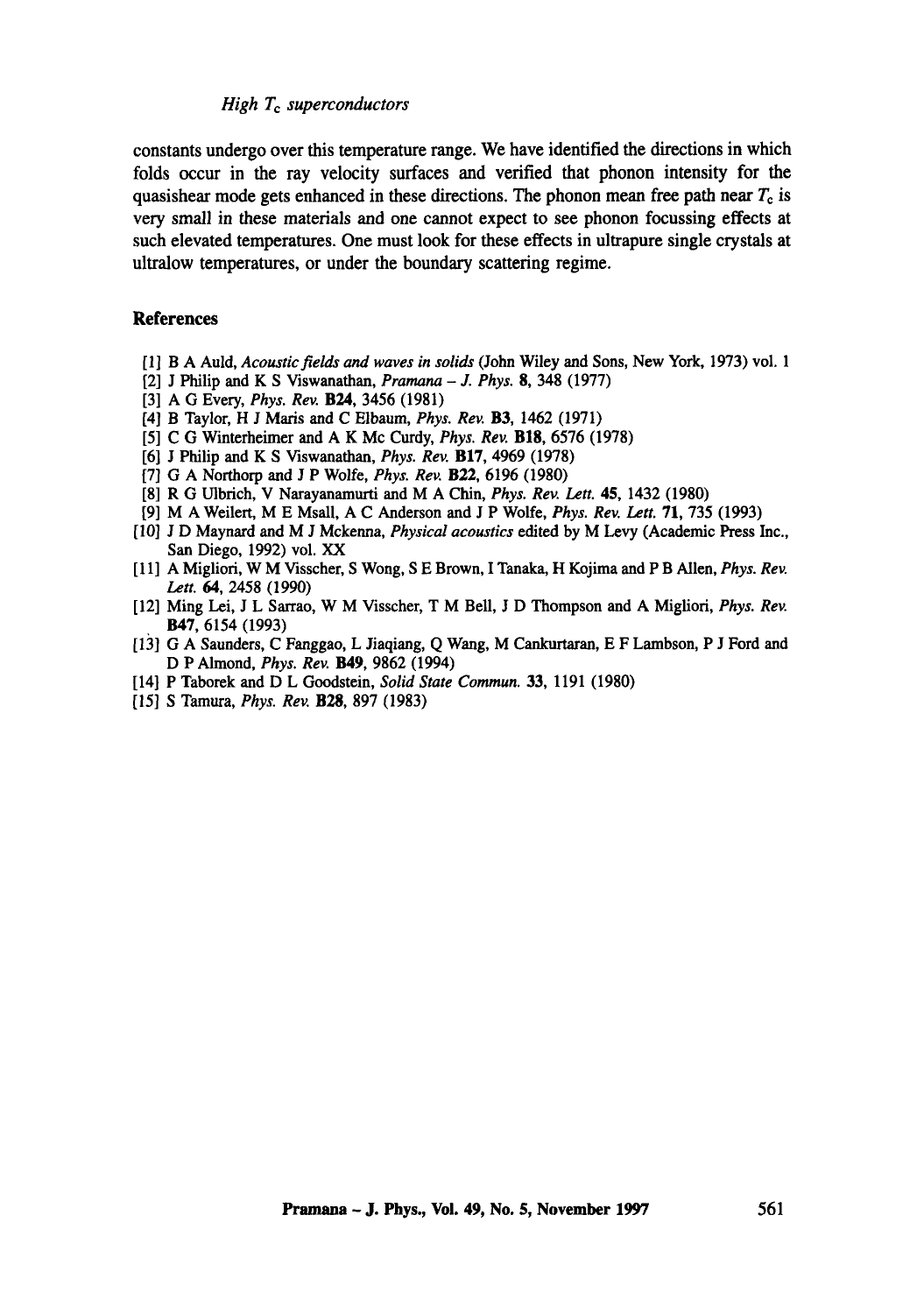constants undergo over this temperature range. We have identified the directions in which folds occur in the ray velocity surfaces and verified that phonon intensity for the quasishear mode gets enhanced in these directions. The phonon mean free path near $T_c$ is very small in these materials and one cannot expect to see phonon focussing effects at such elevated temperatures. One must look for these effects in ultrapure single crystals at ultralow temperatures, or under the boundary scattering regime.

## References

[1] B A Auld, *Acoustic fields and waves in solids* (John Wiley and Sons, New York, 1973) vol. 1
[2] J Philip and K S Viswanathan, *Pramana – J. Phys.* **8**, 348 (1977)
[3] A G Every, *Phys. Rev.* **B24**, 3456 (1981)
[4] B Taylor, H J Maris and C Elbaum, *Phys. Rev.* **B3**, 1462 (1971)
[5] C G Winterheimer and A K Mc Curdy, *Phys. Rev.* **B18**, 6576 (1978)
[6] J Philip and K S Viswanathan, *Phys. Rev.* **B17**, 4969 (1978)
[7] G A Northorp and J P Wolfe, *Phys. Rev.* **B22**, 6196 (1980)
[8] R G Ulbrich, V Narayanamurti and M A Chin, *Phys. Rev. Lett.* **45**, 1432 (1980)
[9] M A Weilert, M E Msall, A C Anderson and J P Wolfe, *Phys. Rev. Lett.* **71**, 735 (1993)
[10] J D Maynard and M J Mckenna, *Physical acoustics* edited by M Levy (Academic Press Inc., San Diego, 1992) vol. XX
[11] A Migliori, W M Visscher, S Wong, S E Brown, I Tanaka, H Kojima and P B Allen, *Phys. Rev. Lett.* **64**, 2458 (1990)
[12] Ming Lei, J L Sarrao, W M Visscher, T M Bell, J D Thompson and A Migliori, *Phys. Rev.* **B47**, 6154 (1993)
[13] G A Saunders, C Fanggao, L Jiaqiang, Q Wang, M Cankurtaran, E F Lambson, P J Ford and D P Almond, *Phys. Rev.* **B49**, 9862 (1994)
[14] P Taborek and D L Goodstein, *Solid State Commun.* **33**, 1191 (1980)
[15] S Tamura, *Phys. Rev.* **B28**, 897 (1983)